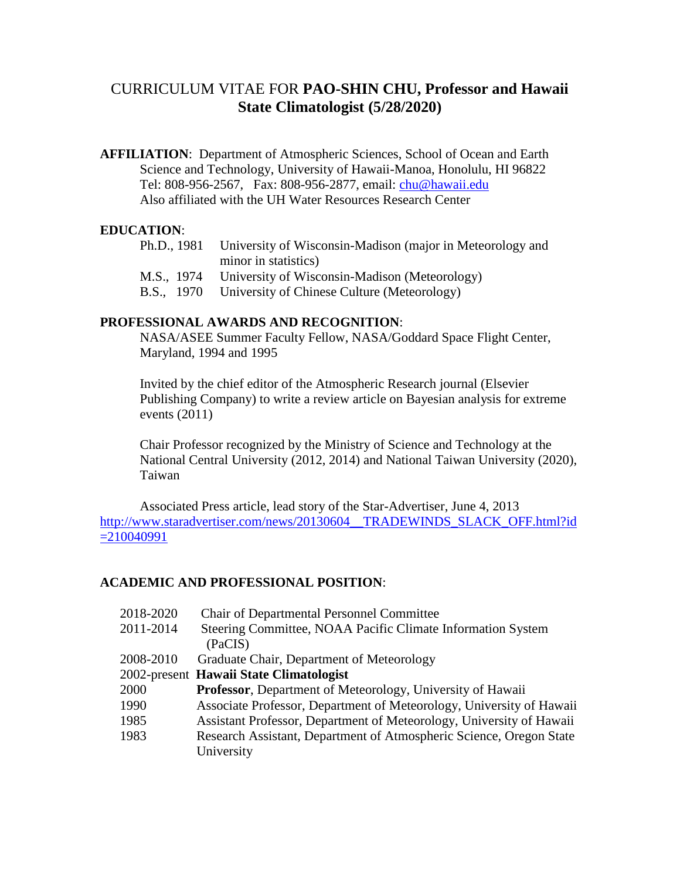# CURRICULUM VITAE FOR **PAO-SHIN CHU, Professor and Hawaii State Climatologist (5/28/2020)**

**AFFILIATION**: Department of Atmospheric Sciences, School of Ocean and Earth Science and Technology, University of Hawaii-Manoa, Honolulu, HI 96822
Tel: 808-956-2567, Fax: 808-956-2877, email: chu@hawaii.edu
Also affiliated with the UH Water Resources Research Center

**EDUCATION**:

| | |
|---|---|
| Ph.D., 1981 | University of Wisconsin-Madison (major in Meteorology and minor in statistics) |
| M.S., 1974 | University of Wisconsin-Madison (Meteorology) |
| B.S., 1970 | University of Chinese Culture (Meteorology) |

**PROFESSIONAL AWARDS AND RECOGNITION**:

NASA/ASEE Summer Faculty Fellow, NASA/Goddard Space Flight Center, Maryland, 1994 and 1995

Invited by the chief editor of the Atmospheric Research journal (Elsevier Publishing Company) to write a review article on Bayesian analysis for extreme events (2011)

Chair Professor recognized by the Ministry of Science and Technology at the National Central University (2012, 2014) and National Taiwan University (2020), Taiwan

Associated Press article, lead story of the Star-Advertiser, June 4, 2013
http://www.staradvertiser.com/news/20130604__TRADEWINDS_SLACK_OFF.html?id=210040991

**ACADEMIC AND PROFESSIONAL POSITION**:

| | |
|---|---|
| 2018-2020 | Chair of Departmental Personnel Committee |
| 2011-2014 | Steering Committee, NOAA Pacific Climate Information System (PaCIS) |
| 2008-2010 | Graduate Chair, Department of Meteorology |
| 2002-present | **Hawaii State Climatologist** |
| 2000 | **Professor**, Department of Meteorology, University of Hawaii |
| 1990 | Associate Professor, Department of Meteorology, University of Hawaii |
| 1985 | Assistant Professor, Department of Meteorology, University of Hawaii |
| 1983 | Research Assistant, Department of Atmospheric Science, Oregon State University |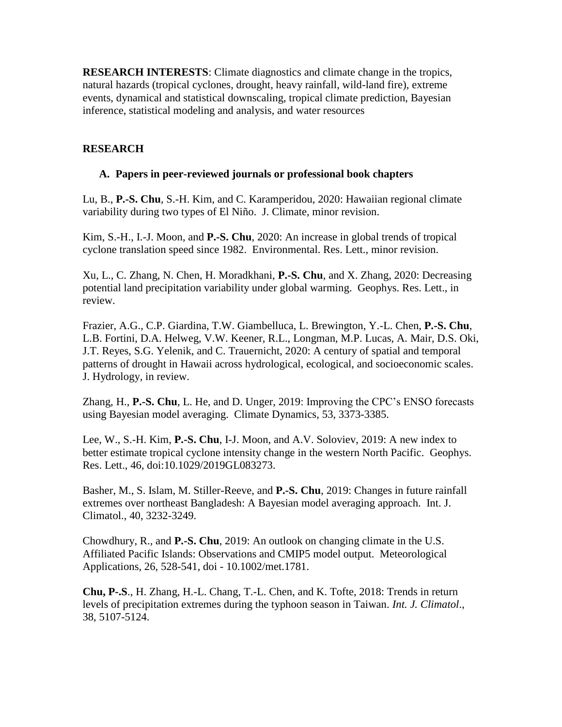**RESEARCH INTERESTS**: Climate diagnostics and climate change in the tropics, natural hazards (tropical cyclones, drought, heavy rainfall, wild-land fire), extreme events, dynamical and statistical downscaling, tropical climate prediction, Bayesian inference, statistical modeling and analysis, and water resources

## RESEARCH

### A. Papers in peer-reviewed journals or professional book chapters

Lu, B., **P.-S. Chu**, S.-H. Kim, and C. Karamperidou, 2020: Hawaiian regional climate variability during two types of El Niño. J. Climate, minor revision.

Kim, S.-H., I.-J. Moon, and **P.-S. Chu**, 2020: An increase in global trends of tropical cyclone translation speed since 1982. Environmental. Res. Lett., minor revision.

Xu, L., C. Zhang, N. Chen, H. Moradkhani, **P.-S. Chu**, and X. Zhang, 2020: Decreasing potential land precipitation variability under global warming. Geophys. Res. Lett., in review.

Frazier, A.G., C.P. Giardina, T.W. Giambelluca, L. Brewington, Y.-L. Chen, **P.-S. Chu**, L.B. Fortini, D.A. Helweg, V.W. Keener, R.L., Longman, M.P. Lucas, A. Mair, D.S. Oki, J.T. Reyes, S.G. Yelenik, and C. Trauernicht, 2020: A century of spatial and temporal patterns of drought in Hawaii across hydrological, ecological, and socioeconomic scales. J. Hydrology, in review.

Zhang, H., **P.-S. Chu**, L. He, and D. Unger, 2019: Improving the CPC's ENSO forecasts using Bayesian model averaging. Climate Dynamics, 53, 3373-3385.

Lee, W., S.-H. Kim, **P.-S. Chu**, I-J. Moon, and A.V. Soloviev, 2019: A new index to better estimate tropical cyclone intensity change in the western North Pacific. Geophys. Res. Lett., 46, doi:10.1029/2019GL083273.

Basher, M., S. Islam, M. Stiller-Reeve, and **P.-S. Chu**, 2019: Changes in future rainfall extremes over northeast Bangladesh: A Bayesian model averaging approach. Int. J. Climatol., 40, 3232-3249.

Chowdhury, R., and **P.-S. Chu**, 2019: An outlook on changing climate in the U.S. Affiliated Pacific Islands: Observations and CMIP5 model output. Meteorological Applications, 26, 528-541, doi - 10.1002/met.1781.

**Chu, P-.S**., H. Zhang, H.-L. Chang, T.-L. Chen, and K. Tofte, 2018: Trends in return levels of precipitation extremes during the typhoon season in Taiwan. *Int. J. Climatol*., 38, 5107-5124.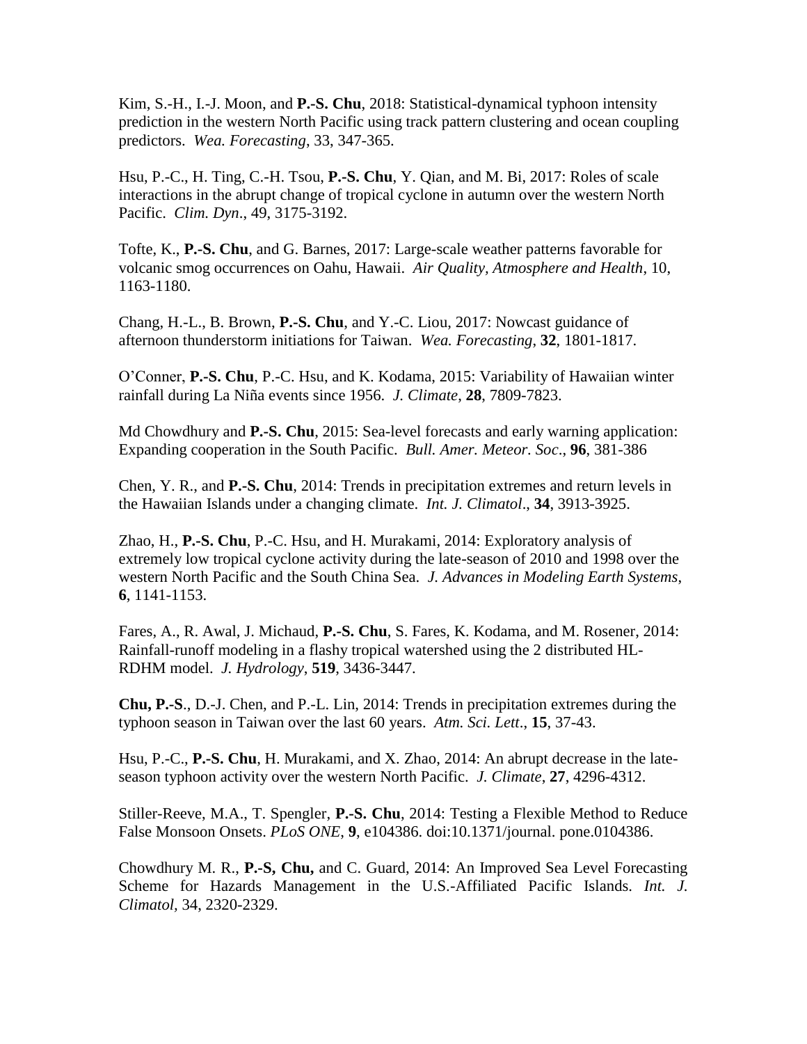Kim, S.-H., I.-J. Moon, and **P.-S. Chu**, 2018: Statistical-dynamical typhoon intensity prediction in the western North Pacific using track pattern clustering and ocean coupling predictors. *Wea. Forecasting*, 33, 347-365.

Hsu, P.-C., H. Ting, C.-H. Tsou, **P.-S. Chu**, Y. Qian, and M. Bi, 2017: Roles of scale interactions in the abrupt change of tropical cyclone in autumn over the western North Pacific. *Clim. Dyn*., 49, 3175-3192.

Tofte, K., **P.-S. Chu**, and G. Barnes, 2017: Large-scale weather patterns favorable for volcanic smog occurrences on Oahu, Hawaii. *Air Quality, Atmosphere and Health*, 10, 1163-1180.

Chang, H.-L., B. Brown, **P.-S. Chu**, and Y.-C. Liou, 2017: Nowcast guidance of afternoon thunderstorm initiations for Taiwan. *Wea. Forecasting*, **32**, 1801-1817.

O'Conner, **P.-S. Chu**, P.-C. Hsu, and K. Kodama, 2015: Variability of Hawaiian winter rainfall during La Niña events since 1956. *J. Climate*, **28**, 7809-7823.

Md Chowdhury and **P.-S. Chu**, 2015: Sea-level forecasts and early warning application: Expanding cooperation in the South Pacific. *Bull. Amer. Meteor. Soc*., **96**, 381-386

Chen, Y. R., and **P.-S. Chu**, 2014: Trends in precipitation extremes and return levels in the Hawaiian Islands under a changing climate. *Int. J. Climatol*., **34**, 3913-3925.

Zhao, H., **P.-S. Chu**, P.-C. Hsu, and H. Murakami, 2014: Exploratory analysis of extremely low tropical cyclone activity during the late-season of 2010 and 1998 over the western North Pacific and the South China Sea. *J. Advances in Modeling Earth Systems*, **6**, 1141-1153.

Fares, A., R. Awal, J. Michaud, **P.-S. Chu**, S. Fares, K. Kodama, and M. Rosener, 2014: Rainfall-runoff modeling in a flashy tropical watershed using the 2 distributed HL-RDHM model. *J. Hydrology*, **519**, 3436-3447.

**Chu, P.-S**., D.-J. Chen, and P.-L. Lin, 2014: Trends in precipitation extremes during the typhoon season in Taiwan over the last 60 years. *Atm. Sci. Lett*., **15**, 37-43.

Hsu, P.-C., **P.-S. Chu**, H. Murakami, and X. Zhao, 2014: An abrupt decrease in the late-season typhoon activity over the western North Pacific. *J. Climate*, **27**, 4296-4312.

Stiller-Reeve, M.A., T. Spengler, **P.-S. Chu**, 2014: Testing a Flexible Method to Reduce False Monsoon Onsets. *PLoS ONE*, **9**, e104386. doi:10.1371/journal. pone.0104386.

Chowdhury M. R., **P.-S, Chu,** and C. Guard, 2014: An Improved Sea Level Forecasting Scheme for Hazards Management in the U.S.-Affiliated Pacific Islands. *Int. J. Climatol*, 34, 2320-2329.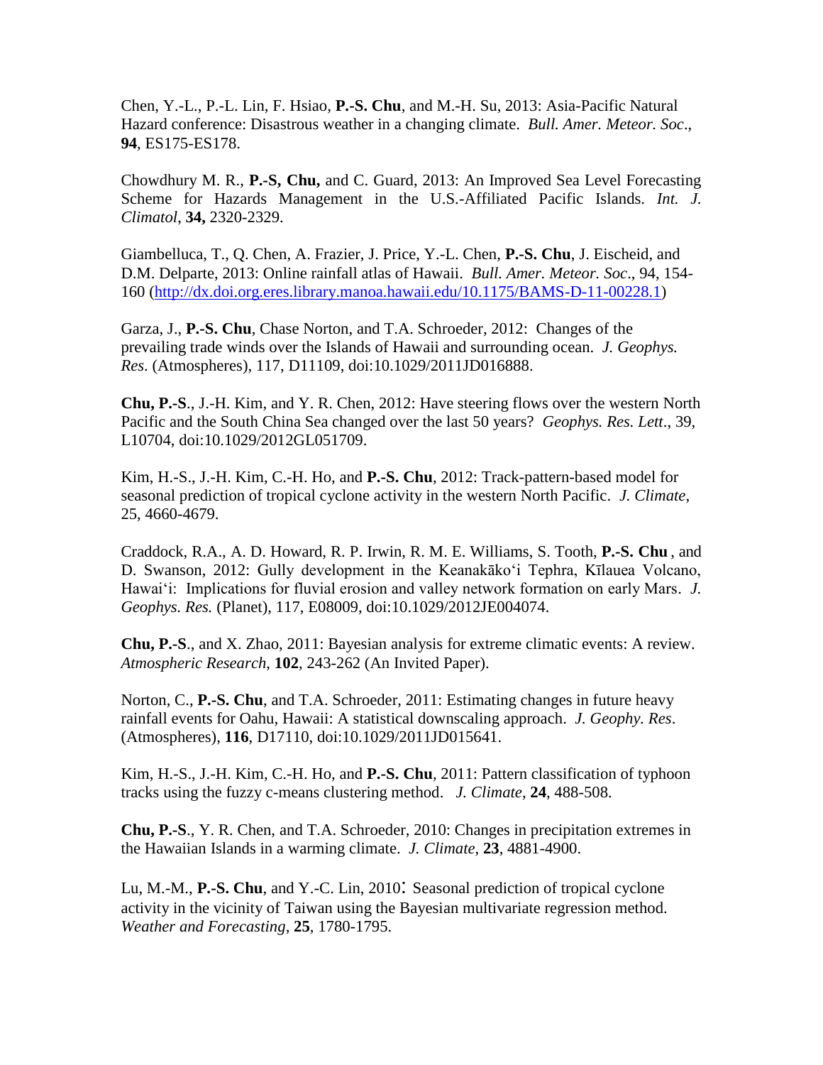Chen, Y.-L., P.-L. Lin, F. Hsiao, **P.-S. Chu**, and M.-H. Su, 2013: Asia-Pacific Natural Hazard conference: Disastrous weather in a changing climate. *Bull. Amer. Meteor. Soc*., **94**, ES175-ES178.

Chowdhury M. R., **P.-S, Chu,** and C. Guard, 2013: An Improved Sea Level Forecasting Scheme for Hazards Management in the U.S.-Affiliated Pacific Islands. *Int. J. Climatol*, **34,** 2320-2329.

Giambelluca, T., Q. Chen, A. Frazier, J. Price, Y.-L. Chen, **P.-S. Chu**, J. Eischeid, and D.M. Delparte, 2013: Online rainfall atlas of Hawaii. *Bull. Amer. Meteor. Soc*., 94, 154-160 ([http://dx.doi.org.eres.library.manoa.hawaii.edu/10.1175/BAMS-D-11-00228.1](http://dx.doi.org.eres.library.manoa.hawaii.edu/10.1175/BAMS-D-11-00228.1))

Garza, J., **P.-S. Chu**, Chase Norton, and T.A. Schroeder, 2012: Changes of the prevailing trade winds over the Islands of Hawaii and surrounding ocean. *J. Geophys. Res*. (Atmospheres), 117, D11109, doi:10.1029/2011JD016888.

**Chu, P.-S**., J.-H. Kim, and Y. R. Chen, 2012: Have steering flows over the western North Pacific and the South China Sea changed over the last 50 years? *Geophys. Res. Lett*., 39, L10704, doi:10.1029/2012GL051709.

Kim, H.-S., J.-H. Kim, C.-H. Ho, and **P.-S. Chu**, 2012: Track-pattern-based model for seasonal prediction of tropical cyclone activity in the western North Pacific. *J. Climate*, 25, 4660-4679.

Craddock, R.A., A. D. Howard, R. P. Irwin, R. M. E. Williams, S. Tooth, **P.-S. Chu** , and D. Swanson, 2012: Gully development in the Keanakāko'i Tephra, Kīlauea Volcano, Hawai'i: Implications for fluvial erosion and valley network formation on early Mars. *J. Geophys. Res.* (Planet), 117, E08009, doi:10.1029/2012JE004074.

**Chu, P.-S**., and X. Zhao, 2011: Bayesian analysis for extreme climatic events: A review. *Atmospheric Research*, **102**, 243-262 (An Invited Paper).

Norton, C., **P.-S. Chu**, and T.A. Schroeder, 2011: Estimating changes in future heavy rainfall events for Oahu, Hawaii: A statistical downscaling approach. *J. Geophy. Res*. (Atmospheres), **116**, D17110, doi:10.1029/2011JD015641.

Kim, H.-S., J.-H. Kim, C.-H. Ho, and **P.-S. Chu**, 2011: Pattern classification of typhoon tracks using the fuzzy c-means clustering method. *J. Climate*, **24**, 488-508.

**Chu, P.-S**., Y. R. Chen, and T.A. Schroeder, 2010: Changes in precipitation extremes in the Hawaiian Islands in a warming climate. *J. Climate*, **23**, 4881-4900.

Lu, M.-M., **P.-S. Chu**, and Y.-C. Lin, 2010: Seasonal prediction of tropical cyclone activity in the vicinity of Taiwan using the Bayesian multivariate regression method. *Weather and Forecasting*, **25**, 1780-1795.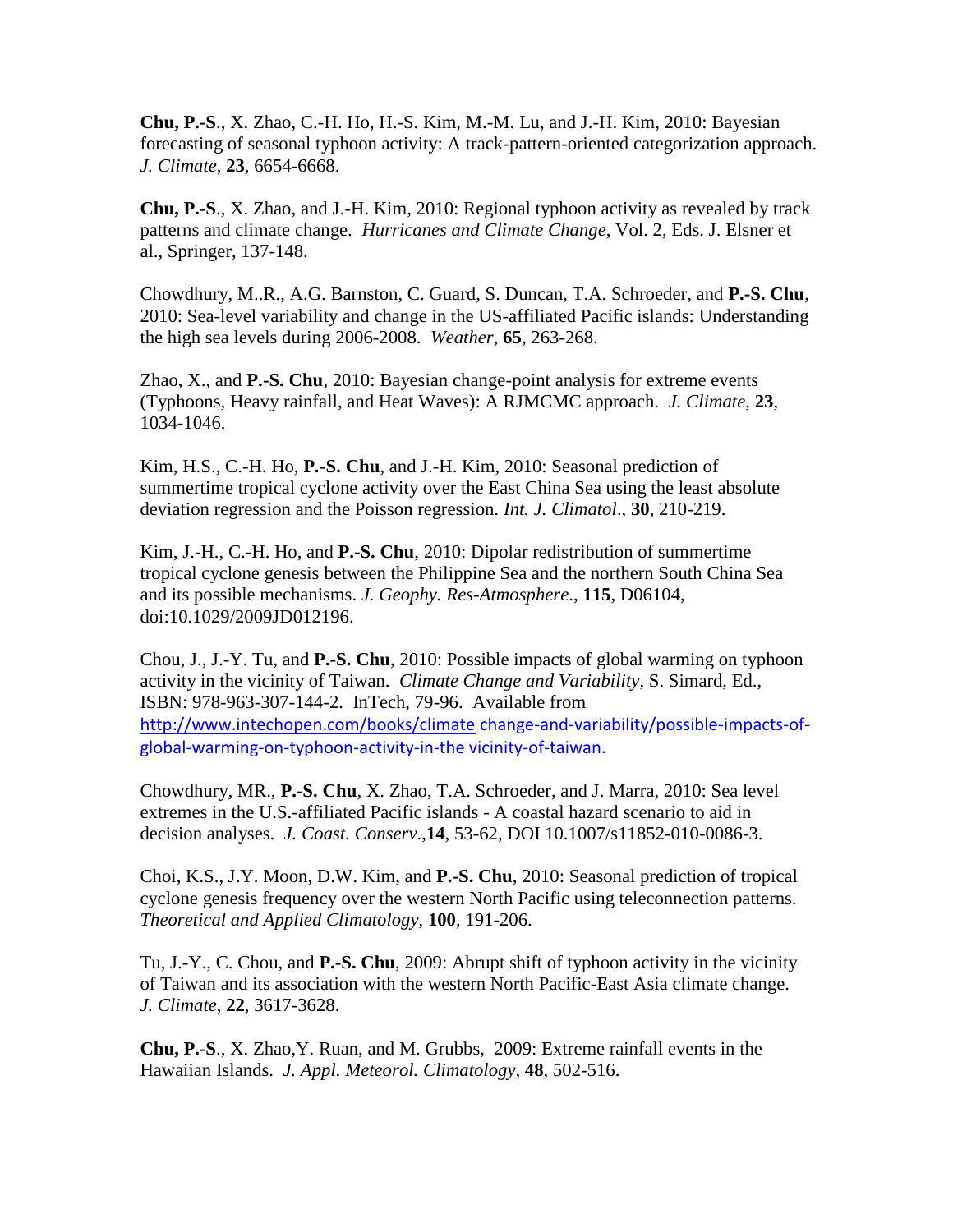**Chu, P.-S**., X. Zhao, C.-H. Ho, H.-S. Kim, M.-M. Lu, and J.-H. Kim, 2010: Bayesian forecasting of seasonal typhoon activity: A track-pattern-oriented categorization approach. *J. Climate*, **23**, 6654-6668.

**Chu, P.-S**., X. Zhao, and J.-H. Kim, 2010: Regional typhoon activity as revealed by track patterns and climate change. *Hurricanes and Climate Change*, Vol. 2, Eds. J. Elsner et al., Springer, 137-148.

Chowdhury, M..R., A.G. Barnston, C. Guard, S. Duncan, T.A. Schroeder, and **P.-S. Chu**, 2010: Sea-level variability and change in the US-affiliated Pacific islands: Understanding the high sea levels during 2006-2008. *Weather*, **65**, 263-268.

Zhao, X., and **P.-S. Chu**, 2010: Bayesian change-point analysis for extreme events (Typhoons, Heavy rainfall, and Heat Waves): A RJMCMC approach. *J. Climate*, **23**, 1034-1046.

Kim, H.S., C.-H. Ho, **P.-S. Chu**, and J.-H. Kim, 2010: Seasonal prediction of summertime tropical cyclone activity over the East China Sea using the least absolute deviation regression and the Poisson regression. *Int. J. Climatol*., **30**, 210-219.

Kim, J.-H., C.-H. Ho, and **P.-S. Chu**, 2010: Dipolar redistribution of summertime tropical cyclone genesis between the Philippine Sea and the northern South China Sea and its possible mechanisms. *J. Geophy. Res-Atmosphere*., **115**, D06104, doi:10.1029/2009JD012196.

Chou, J., J.-Y. Tu, and **P.-S. Chu**, 2010: Possible impacts of global warming on typhoon activity in the vicinity of Taiwan. *Climate Change and Variability*, S. Simard, Ed., ISBN: 978-963-307-144-2. InTech, 79-96. Available from http://www.intechopen.com/books/climate change-and-variability/possible-impacts-of-global-warming-on-typhoon-activity-in-the vicinity-of-taiwan.

Chowdhury, MR., **P.-S. Chu**, X. Zhao, T.A. Schroeder, and J. Marra, 2010: Sea level extremes in the U.S.-affiliated Pacific islands - A coastal hazard scenario to aid in decision analyses. *J. Coast. Conserv*.,**14**, 53-62, DOI 10.1007/s11852-010-0086-3.

Choi, K.S., J.Y. Moon, D.W. Kim, and **P.-S. Chu**, 2010: Seasonal prediction of tropical cyclone genesis frequency over the western North Pacific using teleconnection patterns. *Theoretical and Applied Climatology*, **100**, 191-206.

Tu, J.-Y., C. Chou, and **P.-S. Chu**, 2009: Abrupt shift of typhoon activity in the vicinity of Taiwan and its association with the western North Pacific-East Asia climate change. *J. Climate*, **22**, 3617-3628.

**Chu, P.-S**., X. Zhao,Y. Ruan, and M. Grubbs, 2009: Extreme rainfall events in the Hawaiian Islands. *J. Appl. Meteorol. Climatology*, **48**, 502-516.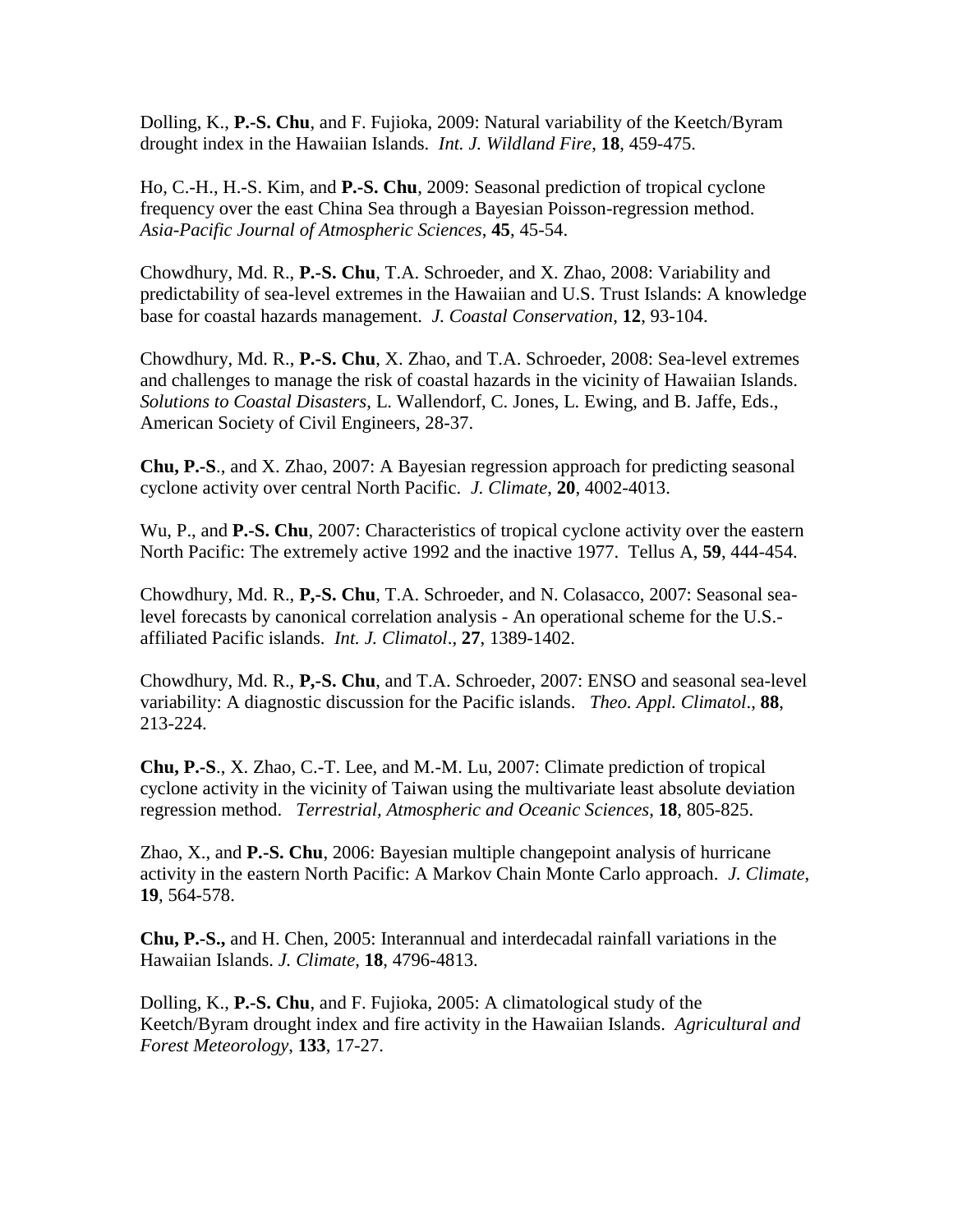Dolling, K., **P.-S. Chu**, and F. Fujioka, 2009: Natural variability of the Keetch/Byram drought index in the Hawaiian Islands. *Int. J. Wildland Fire*, **18**, 459-475.

Ho, C.-H., H.-S. Kim, and **P.-S. Chu**, 2009: Seasonal prediction of tropical cyclone frequency over the east China Sea through a Bayesian Poisson-regression method. *Asia-Pacific Journal of Atmospheric Sciences*, **45**, 45-54.

Chowdhury, Md. R., **P.-S. Chu**, T.A. Schroeder, and X. Zhao, 2008: Variability and predictability of sea-level extremes in the Hawaiian and U.S. Trust Islands: A knowledge base for coastal hazards management. *J. Coastal Conservation*, **12**, 93-104.

Chowdhury, Md. R., **P.-S. Chu**, X. Zhao, and T.A. Schroeder, 2008: Sea-level extremes and challenges to manage the risk of coastal hazards in the vicinity of Hawaiian Islands. *Solutions to Coastal Disasters*, L. Wallendorf, C. Jones, L. Ewing, and B. Jaffe, Eds., American Society of Civil Engineers, 28-37.

**Chu, P.-S**., and X. Zhao, 2007: A Bayesian regression approach for predicting seasonal cyclone activity over central North Pacific. *J. Climate*, **20**, 4002-4013.

Wu, P., and **P.-S. Chu**, 2007: Characteristics of tropical cyclone activity over the eastern North Pacific: The extremely active 1992 and the inactive 1977. Tellus A, **59**, 444-454.

Chowdhury, Md. R., **P,-S. Chu**, T.A. Schroeder, and N. Colasacco, 2007: Seasonal sea-level forecasts by canonical correlation analysis - An operational scheme for the U.S.-affiliated Pacific islands. *Int. J. Climatol*., **27**, 1389-1402.

Chowdhury, Md. R., **P,-S. Chu**, and T.A. Schroeder, 2007: ENSO and seasonal sea-level variability: A diagnostic discussion for the Pacific islands. *Theo. Appl. Climatol*., **88**, 213-224.

**Chu, P.-S**., X. Zhao, C.-T. Lee, and M.-M. Lu, 2007: Climate prediction of tropical cyclone activity in the vicinity of Taiwan using the multivariate least absolute deviation regression method. *Terrestrial, Atmospheric and Oceanic Sciences*, **18**, 805-825.

Zhao, X., and **P.-S. Chu**, 2006: Bayesian multiple changepoint analysis of hurricane activity in the eastern North Pacific: A Markov Chain Monte Carlo approach. *J. Climate*, **19**, 564-578.

**Chu, P.-S.,** and H. Chen, 2005: Interannual and interdecadal rainfall variations in the Hawaiian Islands. *J. Climate*, **18**, 4796-4813.

Dolling, K., **P.-S. Chu**, and F. Fujioka, 2005: A climatological study of the Keetch/Byram drought index and fire activity in the Hawaiian Islands. *Agricultural and Forest Meteorology*, **133**, 17-27.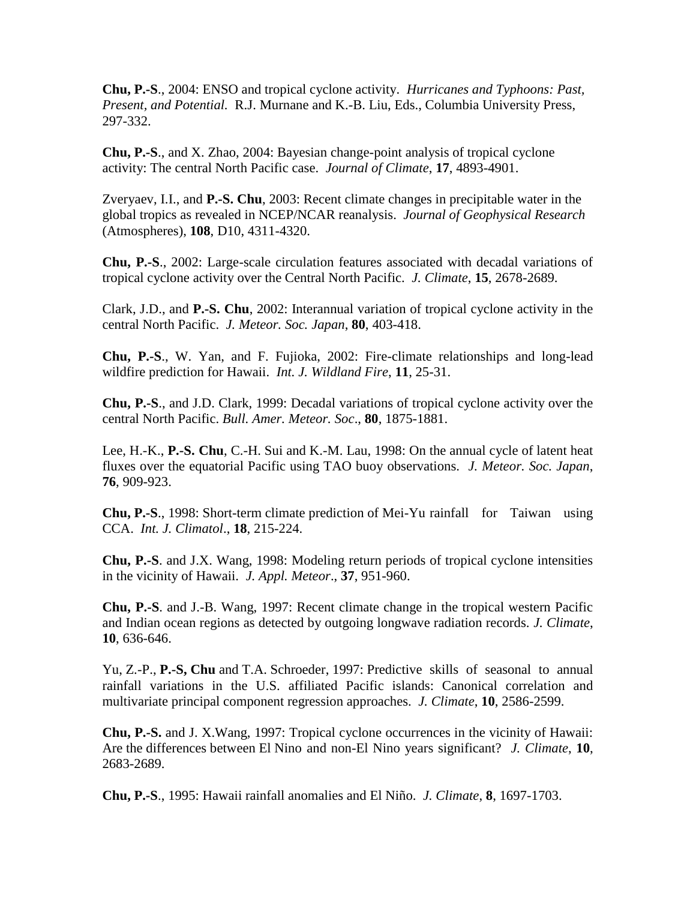**Chu, P.-S**., 2004: ENSO and tropical cyclone activity. *Hurricanes and Typhoons: Past, Present, and Potential*. R.J. Murnane and K.-B. Liu, Eds., Columbia University Press, 297-332.

**Chu, P.-S**., and X. Zhao, 2004: Bayesian change-point analysis of tropical cyclone activity: The central North Pacific case. *Journal of Climate*, **17**, 4893-4901.

Zveryaev, I.I., and **P.-S. Chu**, 2003: Recent climate changes in precipitable water in the global tropics as revealed in NCEP/NCAR reanalysis. *Journal of Geophysical Research* (Atmospheres), **108**, D10, 4311-4320.

**Chu, P.-S**., 2002: Large-scale circulation features associated with decadal variations of tropical cyclone activity over the Central North Pacific. *J. Climate*, **15**, 2678-2689.

Clark, J.D., and **P.-S. Chu**, 2002: Interannual variation of tropical cyclone activity in the central North Pacific. *J. Meteor. Soc. Japan*, **80**, 403-418.

**Chu, P.-S**., W. Yan, and F. Fujioka, 2002: Fire-climate relationships and long-lead wildfire prediction for Hawaii. *Int. J. Wildland Fire*, **11**, 25-31.

**Chu, P.-S**., and J.D. Clark, 1999: Decadal variations of tropical cyclone activity over the central North Pacific. *Bull. Amer. Meteor. Soc*., **80**, 1875-1881.

Lee, H.-K., **P.-S. Chu**, C.-H. Sui and K.-M. Lau, 1998: On the annual cycle of latent heat fluxes over the equatorial Pacific using TAO buoy observations. *J. Meteor. Soc. Japan*, **76**, 909-923.

**Chu, P.-S**., 1998: Short-term climate prediction of Mei-Yu rainfall for Taiwan using CCA. *Int. J. Climatol*., **18**, 215-224.

**Chu, P.-S**. and J.X. Wang, 1998: Modeling return periods of tropical cyclone intensities in the vicinity of Hawaii. *J. Appl. Meteor*., **37**, 951-960.

**Chu, P.-S**. and J.-B. Wang, 1997: Recent climate change in the tropical western Pacific and Indian ocean regions as detected by outgoing longwave radiation records. *J. Climate*, **10**, 636-646.

Yu, Z.-P., **P.-S, Chu** and T.A. Schroeder, 1997: Predictive skills of seasonal to annual rainfall variations in the U.S. affiliated Pacific islands: Canonical correlation and multivariate principal component regression approaches. *J. Climate*, **10**, 2586-2599.

**Chu, P.-S.** and J. X.Wang, 1997: Tropical cyclone occurrences in the vicinity of Hawaii: Are the differences between El Nino and non-El Nino years significant? *J. Climate*, **10**, 2683-2689.

**Chu, P.-S**., 1995: Hawaii rainfall anomalies and El Niño. *J. Climate*, **8**, 1697-1703.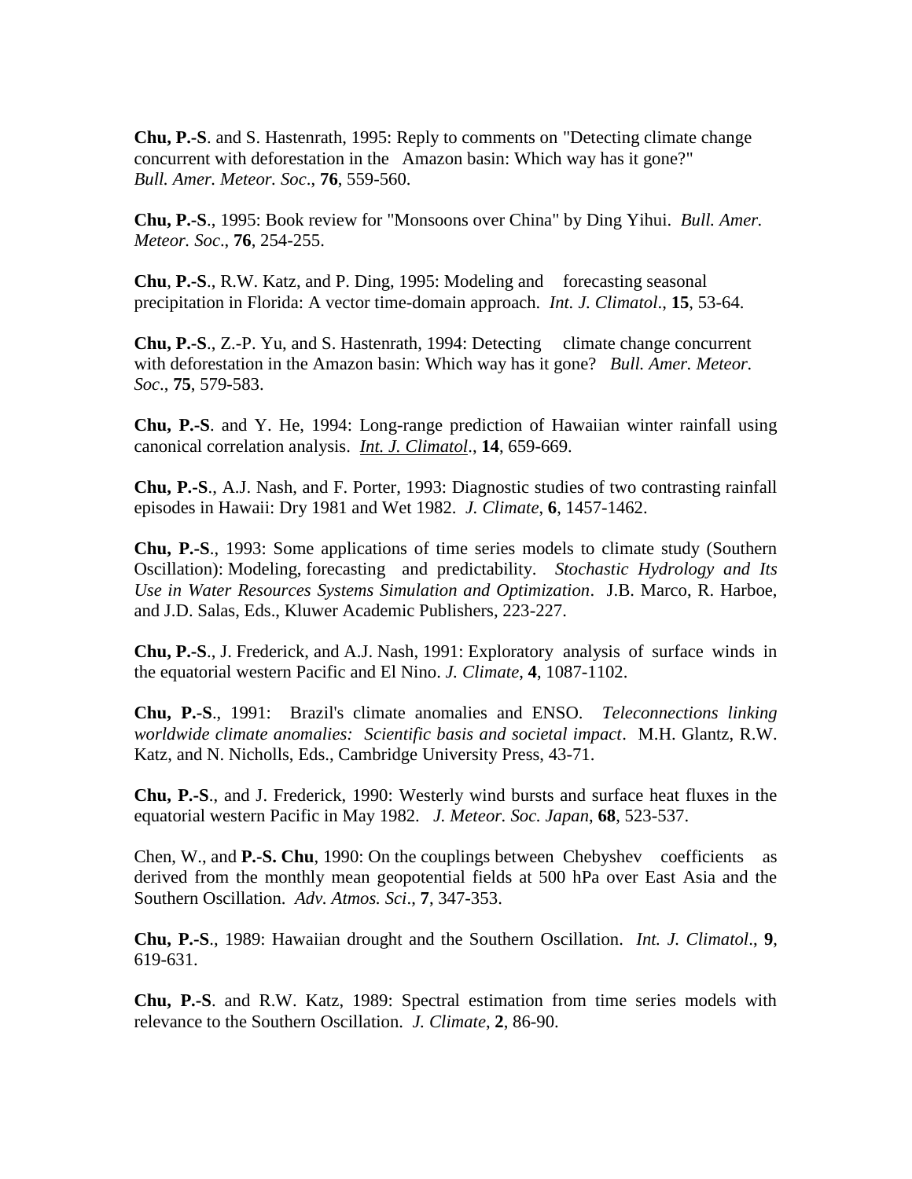**Chu, P.-S**. and S. Hastenrath, 1995: Reply to comments on "Detecting climate change concurrent with deforestation in the Amazon basin: Which way has it gone?" *Bull. Amer. Meteor. Soc*., **76**, 559-560.

**Chu, P.-S**., 1995: Book review for "Monsoons over China" by Ding Yihui. *Bull. Amer. Meteor. Soc*., **76**, 254-255.

**Chu**, **P.-S**., R.W. Katz, and P. Ding, 1995: Modeling and forecasting seasonal precipitation in Florida: A vector time-domain approach. *Int. J. Climatol*., **15**, 53-64.

**Chu, P.-S**., Z.-P. Yu, and S. Hastenrath, 1994: Detecting climate change concurrent with deforestation in the Amazon basin: Which way has it gone? *Bull. Amer. Meteor. Soc*., **75**, 579-583.

**Chu, P.-S**. and Y. He, 1994: Long-range prediction of Hawaiian winter rainfall using canonical correlation analysis. *Int. J. Climatol*., **14**, 659-669.

**Chu, P.-S**., A.J. Nash, and F. Porter, 1993: Diagnostic studies of two contrasting rainfall episodes in Hawaii: Dry 1981 and Wet 1982. *J. Climate*, **6**, 1457-1462.

**Chu, P.-S**., 1993: Some applications of time series models to climate study (Southern Oscillation): Modeling, forecasting and predictability. *Stochastic Hydrology and Its Use in Water Resources Systems Simulation and Optimization*. J.B. Marco, R. Harboe, and J.D. Salas, Eds., Kluwer Academic Publishers, 223-227.

**Chu, P.-S**., J. Frederick, and A.J. Nash, 1991: Exploratory analysis of surface winds in the equatorial western Pacific and El Nino. *J. Climate*, **4**, 1087-1102.

**Chu, P.-S**., 1991: Brazil's climate anomalies and ENSO. *Teleconnections linking worldwide climate anomalies: Scientific basis and societal impact*. M.H. Glantz, R.W. Katz, and N. Nicholls, Eds., Cambridge University Press, 43-71.

**Chu, P.-S**., and J. Frederick, 1990: Westerly wind bursts and surface heat fluxes in the equatorial western Pacific in May 1982. *J. Meteor. Soc. Japan*, **68**, 523-537.

Chen, W., and **P.-S. Chu**, 1990: On the couplings between Chebyshev coefficients as derived from the monthly mean geopotential fields at 500 hPa over East Asia and the Southern Oscillation. *Adv. Atmos. Sci*., **7**, 347-353.

**Chu, P.-S**., 1989: Hawaiian drought and the Southern Oscillation. *Int. J. Climatol*., **9**, 619-631.

**Chu, P.-S**. and R.W. Katz, 1989: Spectral estimation from time series models with relevance to the Southern Oscillation. *J. Climate*, **2**, 86-90.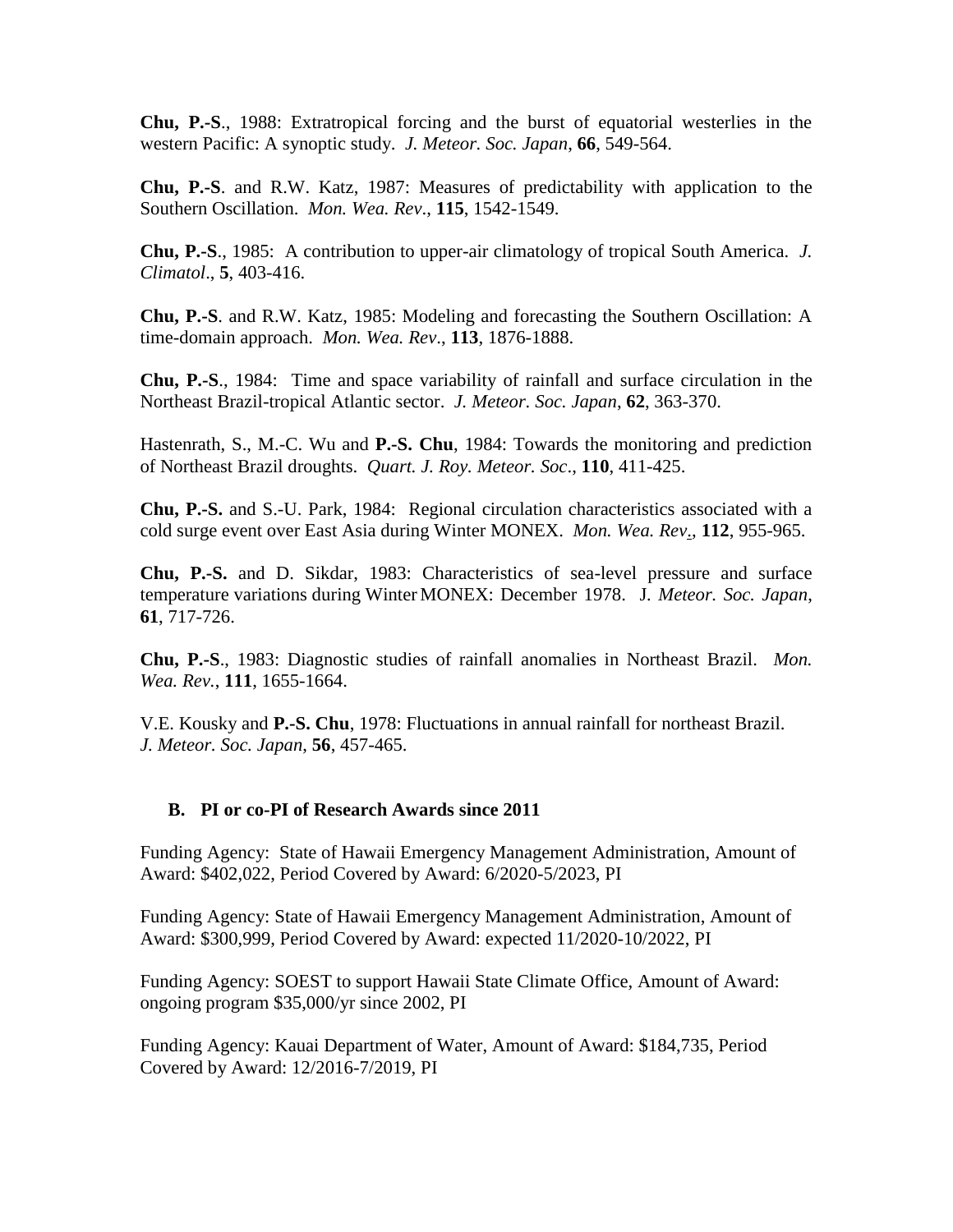**Chu, P.-S**., 1988: Extratropical forcing and the burst of equatorial westerlies in the western Pacific: A synoptic study. *J. Meteor. Soc. Japan*, **66**, 549-564.

**Chu, P.-S**. and R.W. Katz, 1987: Measures of predictability with application to the Southern Oscillation. *Mon. Wea. Rev*., **115**, 1542-1549.

**Chu, P.-S**., 1985: A contribution to upper-air climatology of tropical South America. *J. Climatol*., **5**, 403-416.

**Chu, P.-S**. and R.W. Katz, 1985: Modeling and forecasting the Southern Oscillation: A time-domain approach. *Mon. Wea. Rev*., **113**, 1876-1888.

**Chu, P.-S**., 1984: Time and space variability of rainfall and surface circulation in the Northeast Brazil-tropical Atlantic sector. *J. Meteor. Soc. Japan*, **62**, 363-370.

Hastenrath, S., M.-C. Wu and **P.-S. Chu**, 1984: Towards the monitoring and prediction of Northeast Brazil droughts. *Quart. J. Roy. Meteor. Soc*., **110**, 411-425.

**Chu, P.-S.** and S.-U. Park, 1984: Regional circulation characteristics associated with a cold surge event over East Asia during Winter MONEX. *Mon. Wea. Rev*., **112**, 955-965.

**Chu, P.-S.** and D. Sikdar, 1983: Characteristics of sea-level pressure and surface temperature variations during Winter MONEX: December 1978. J. *Meteor. Soc. Japan*, **61**, 717-726.

**Chu, P.-S**., 1983: Diagnostic studies of rainfall anomalies in Northeast Brazil. *Mon. Wea. Rev.*, **111**, 1655-1664.

V.E. Kousky and **P.-S. Chu**, 1978: Fluctuations in annual rainfall for northeast Brazil. *J. Meteor. Soc. Japan*, **56**, 457-465.

## B. PI or co-PI of Research Awards since 2011

Funding Agency: State of Hawaii Emergency Management Administration, Amount of Award: $402,022, Period Covered by Award: 6/2020-5/2023, PI

Funding Agency: State of Hawaii Emergency Management Administration, Amount of Award: $300,999, Period Covered by Award: expected 11/2020-10/2022, PI

Funding Agency: SOEST to support Hawaii State Climate Office, Amount of Award: ongoing program $35,000/yr since 2002, PI

Funding Agency: Kauai Department of Water, Amount of Award: $184,735, Period Covered by Award: 12/2016-7/2019, PI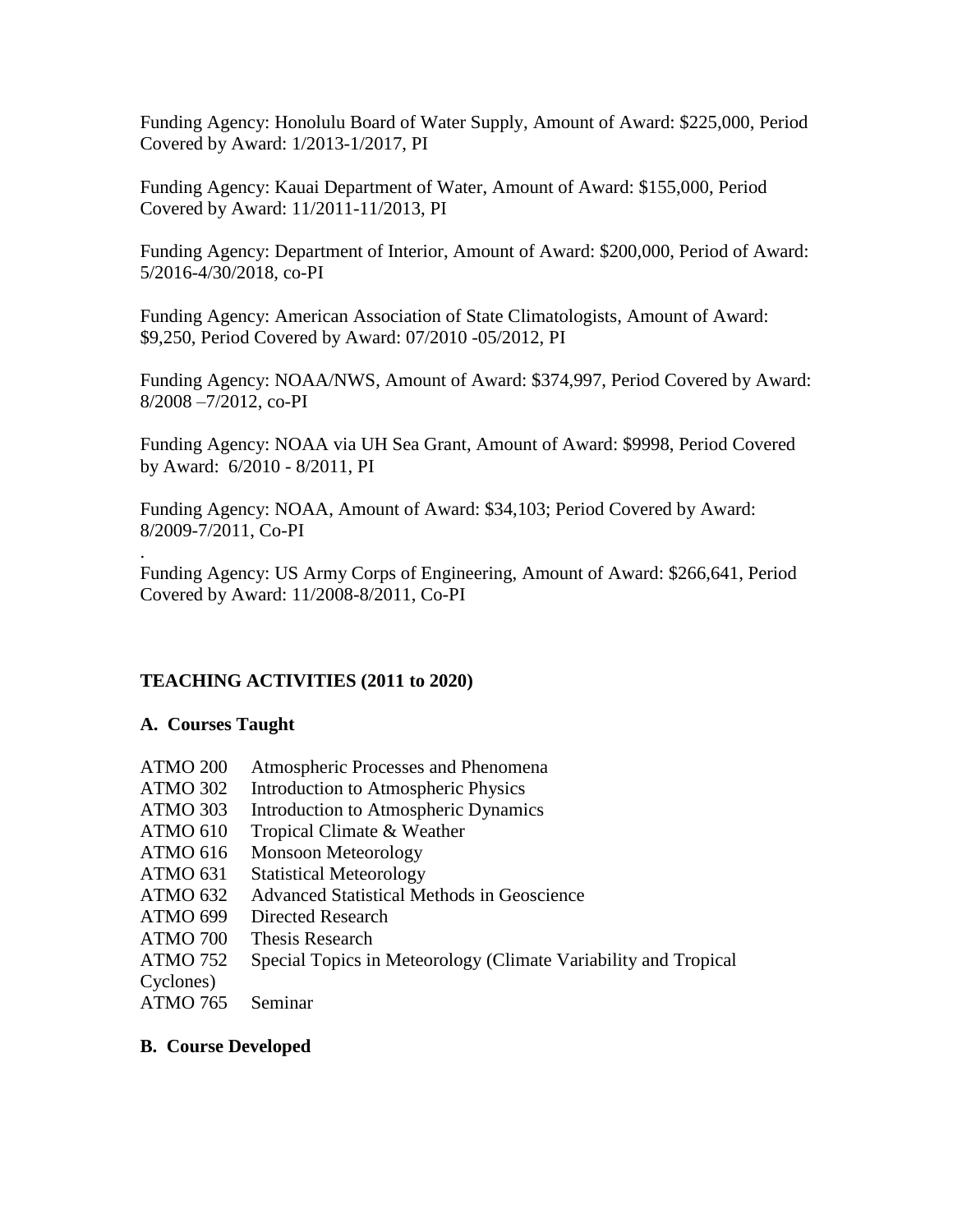Funding Agency: Honolulu Board of Water Supply, Amount of Award: $225,000, Period Covered by Award: 1/2013-1/2017, PI

Funding Agency: Kauai Department of Water, Amount of Award: $155,000, Period Covered by Award: 11/2011-11/2013, PI

Funding Agency: Department of Interior, Amount of Award: $200,000, Period of Award: 5/2016-4/30/2018, co-PI

Funding Agency: American Association of State Climatologists, Amount of Award: $9,250, Period Covered by Award: 07/2010 -05/2012, PI

Funding Agency: NOAA/NWS, Amount of Award: $374,997, Period Covered by Award: 8/2008 –7/2012, co-PI

Funding Agency: NOAA via UH Sea Grant, Amount of Award: $9998, Period Covered by Award: 6/2010 - 8/2011, PI

Funding Agency: NOAA, Amount of Award: $34,103; Period Covered by Award: 8/2009-7/2011, Co-PI

.

Funding Agency: US Army Corps of Engineering, Amount of Award: $266,641, Period Covered by Award: 11/2008-8/2011, Co-PI

## TEACHING ACTIVITIES (2011 to 2020)

### A. Courses Taught

- ATMO 200 Atmospheric Processes and Phenomena
- ATMO 302 Introduction to Atmospheric Physics
- ATMO 303 Introduction to Atmospheric Dynamics
- ATMO 610 Tropical Climate & Weather
- ATMO 616 Monsoon Meteorology
- ATMO 631 Statistical Meteorology
- ATMO 632 Advanced Statistical Methods in Geoscience
- ATMO 699 Directed Research
- ATMO 700 Thesis Research
- ATMO 752 Special Topics in Meteorology (Climate Variability and Tropical Cyclones)
- ATMO 765 Seminar

### B. Course Developed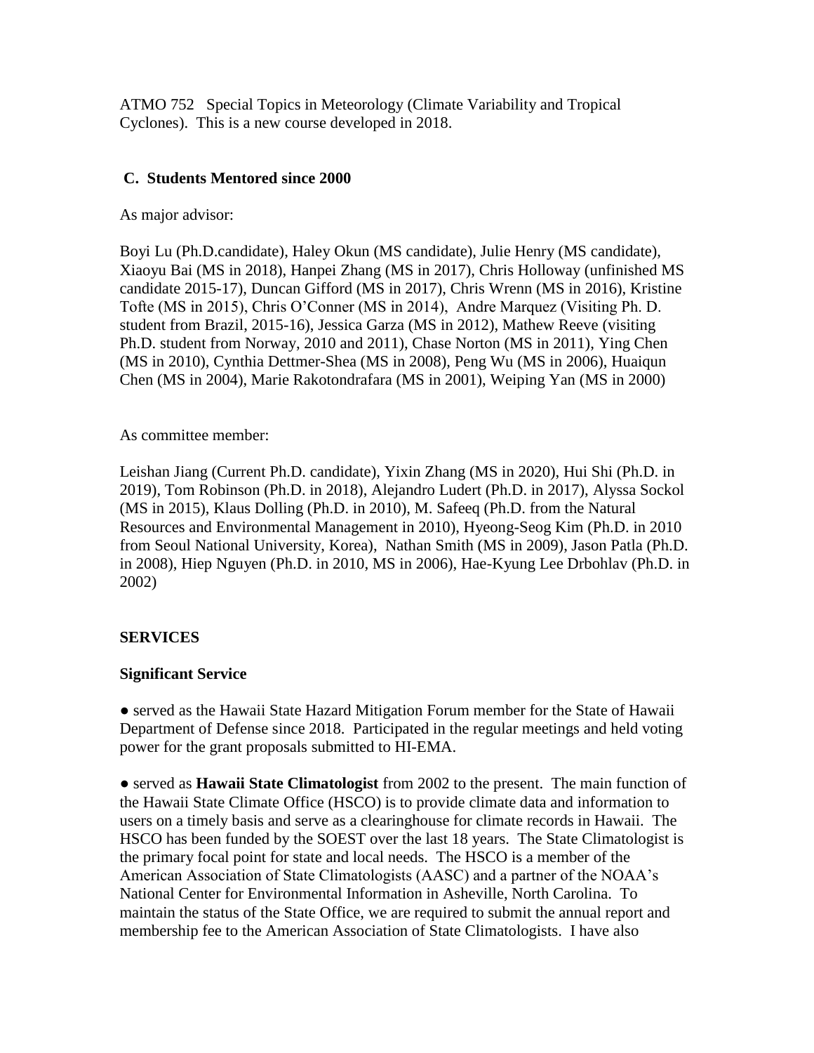ATMO 752 Special Topics in Meteorology (Climate Variability and Tropical Cyclones). This is a new course developed in 2018.

### C. Students Mentored since 2000

As major advisor:

Boyi Lu (Ph.D.candidate), Haley Okun (MS candidate), Julie Henry (MS candidate), Xiaoyu Bai (MS in 2018), Hanpei Zhang (MS in 2017), Chris Holloway (unfinished MS candidate 2015-17), Duncan Gifford (MS in 2017), Chris Wrenn (MS in 2016), Kristine Tofte (MS in 2015), Chris O'Conner (MS in 2014), Andre Marquez (Visiting Ph. D. student from Brazil, 2015-16), Jessica Garza (MS in 2012), Mathew Reeve (visiting Ph.D. student from Norway, 2010 and 2011), Chase Norton (MS in 2011), Ying Chen (MS in 2010), Cynthia Dettmer-Shea (MS in 2008), Peng Wu (MS in 2006), Huaiqun Chen (MS in 2004), Marie Rakotondrafara (MS in 2001), Weiping Yan (MS in 2000)

As committee member:

Leishan Jiang (Current Ph.D. candidate), Yixin Zhang (MS in 2020), Hui Shi (Ph.D. in 2019), Tom Robinson (Ph.D. in 2018), Alejandro Ludert (Ph.D. in 2017), Alyssa Sockol (MS in 2015), Klaus Dolling (Ph.D. in 2010), M. Safeeq (Ph.D. from the Natural Resources and Environmental Management in 2010), Hyeong-Seog Kim (Ph.D. in 2010 from Seoul National University, Korea), Nathan Smith (MS in 2009), Jason Patla (Ph.D. in 2008), Hiep Nguyen (Ph.D. in 2010, MS in 2006), Hae-Kyung Lee Drbohlav (Ph.D. in 2002)

## SERVICES

### Significant Service

● served as the Hawaii State Hazard Mitigation Forum member for the State of Hawaii Department of Defense since 2018. Participated in the regular meetings and held voting power for the grant proposals submitted to HI-EMA.

● served as **Hawaii State Climatologist** from 2002 to the present. The main function of the Hawaii State Climate Office (HSCO) is to provide climate data and information to users on a timely basis and serve as a clearinghouse for climate records in Hawaii. The HSCO has been funded by the SOEST over the last 18 years. The State Climatologist is the primary focal point for state and local needs. The HSCO is a member of the American Association of State Climatologists (AASC) and a partner of the NOAA's National Center for Environmental Information in Asheville, North Carolina. To maintain the status of the State Office, we are required to submit the annual report and membership fee to the American Association of State Climatologists. I have also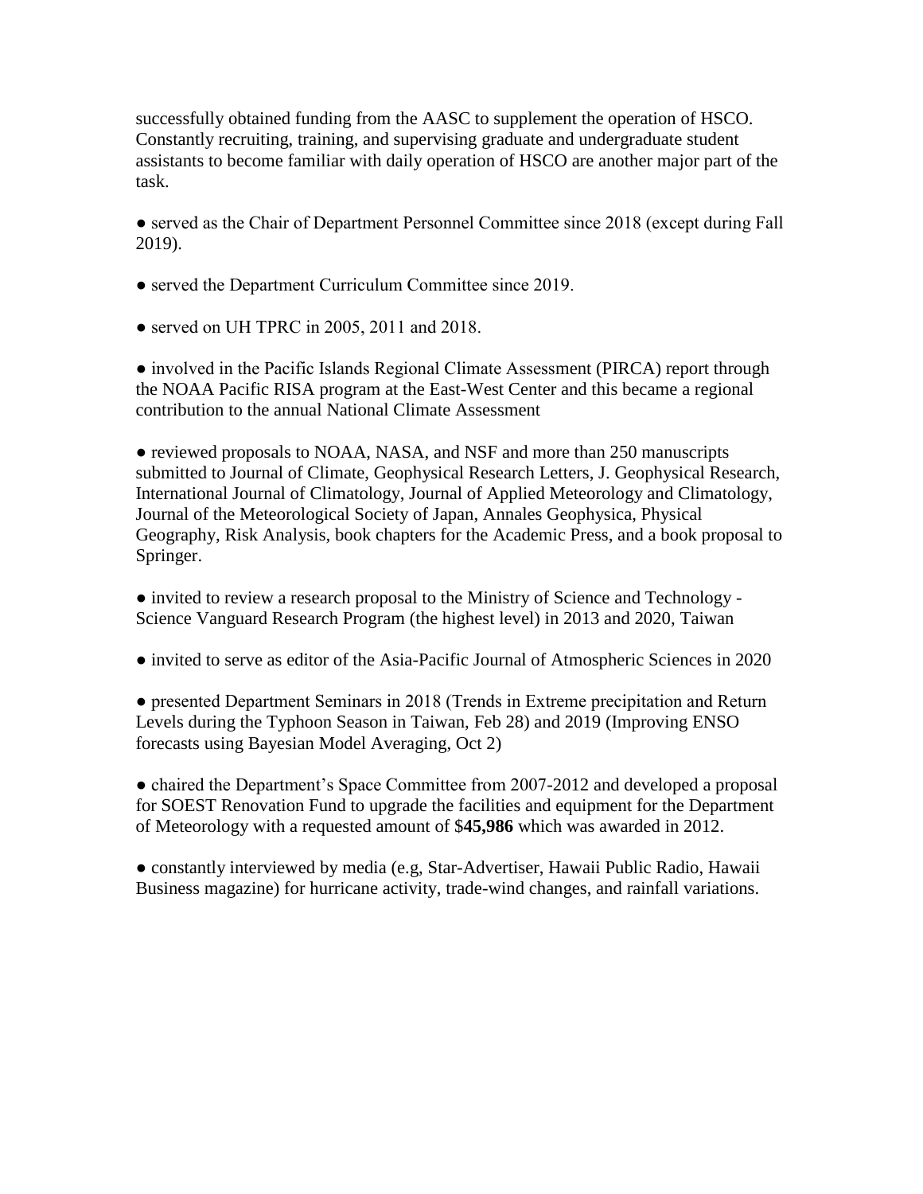successfully obtained funding from the AASC to supplement the operation of HSCO. Constantly recruiting, training, and supervising graduate and undergraduate student assistants to become familiar with daily operation of HSCO are another major part of the task.

● served as the Chair of Department Personnel Committee since 2018 (except during Fall 2019).

● served the Department Curriculum Committee since 2019.

● served on UH TPRC in 2005, 2011 and 2018.

● involved in the Pacific Islands Regional Climate Assessment (PIRCA) report through the NOAA Pacific RISA program at the East-West Center and this became a regional contribution to the annual National Climate Assessment

● reviewed proposals to NOAA, NASA, and NSF and more than 250 manuscripts submitted to Journal of Climate, Geophysical Research Letters, J. Geophysical Research, International Journal of Climatology, Journal of Applied Meteorology and Climatology, Journal of the Meteorological Society of Japan, Annales Geophysica, Physical Geography, Risk Analysis, book chapters for the Academic Press, and a book proposal to Springer.

● invited to review a research proposal to the Ministry of Science and Technology - Science Vanguard Research Program (the highest level) in 2013 and 2020, Taiwan

● invited to serve as editor of the Asia-Pacific Journal of Atmospheric Sciences in 2020

● presented Department Seminars in 2018 (Trends in Extreme precipitation and Return Levels during the Typhoon Season in Taiwan, Feb 28) and 2019 (Improving ENSO forecasts using Bayesian Model Averaging, Oct 2)

● chaired the Department's Space Committee from 2007-2012 and developed a proposal for SOEST Renovation Fund to upgrade the facilities and equipment for the Department of Meteorology with a requested amount of $**45,986** which was awarded in 2012.

● constantly interviewed by media (e.g, Star-Advertiser, Hawaii Public Radio, Hawaii Business magazine) for hurricane activity, trade-wind changes, and rainfall variations.